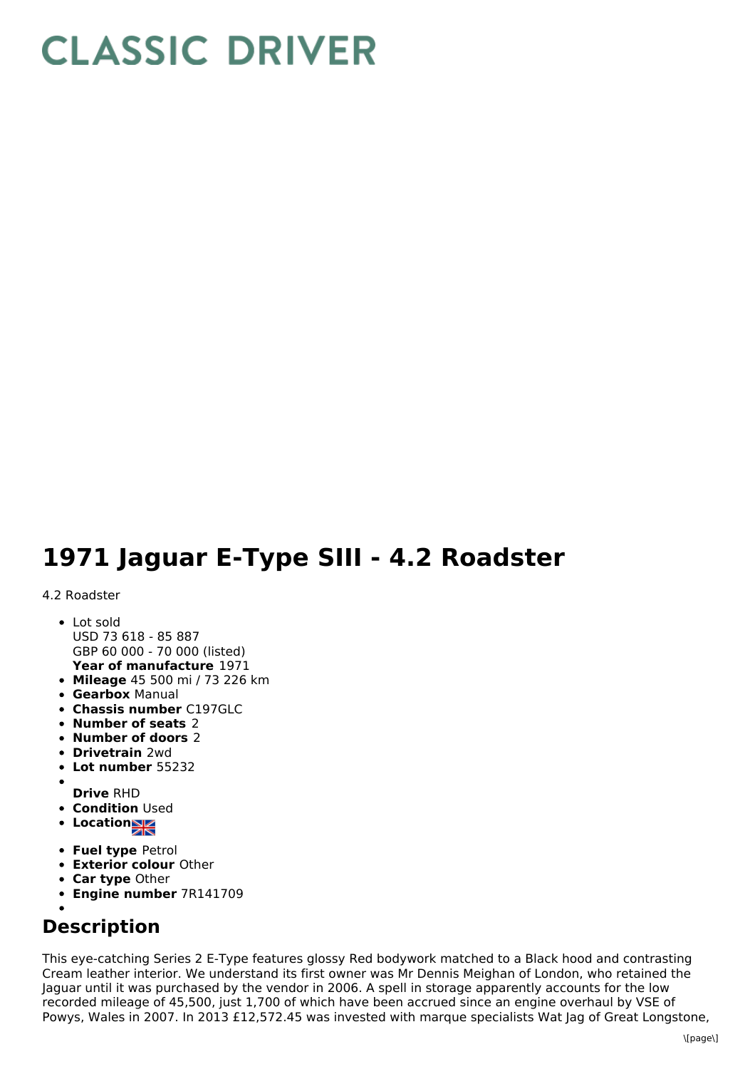# CLASSIC DRIVER

# 1971 Jaguar E-Type SIII - 4.2 Roadster

4.2 Roadster

- Lot sold
  USD 73 618 - 85 887
  GBP 60 000 - 70 000 (listed)
  **Year of manufacture** 1971
- **Mileage** 45 500 mi / 73 226 km
- **Gearbox** Manual
- **Chassis number** C197GLC
- **Number of seats** 2
- **Number of doors** 2
- **Drivetrain** 2wd
- **Lot number** 55232
- 
  **Drive** RHD
- **Condition** Used
- **Location**
- **Fuel type** Petrol
- **Exterior colour** Other
- **Car type** Other
- **Engine number** 7R141709
- 

## Description

This eye-catching Series 2 E-Type features glossy Red bodywork matched to a Black hood and contrasting Cream leather interior. We understand its first owner was Mr Dennis Meighan of London, who retained the Jaguar until it was purchased by the vendor in 2006. A spell in storage apparently accounts for the low recorded mileage of 45,500, just 1,700 of which have been accrued since an engine overhaul by VSE of Powys, Wales in 2007. In 2013 £12,572.45 was invested with marque specialists Wat Jag of Great Longstone,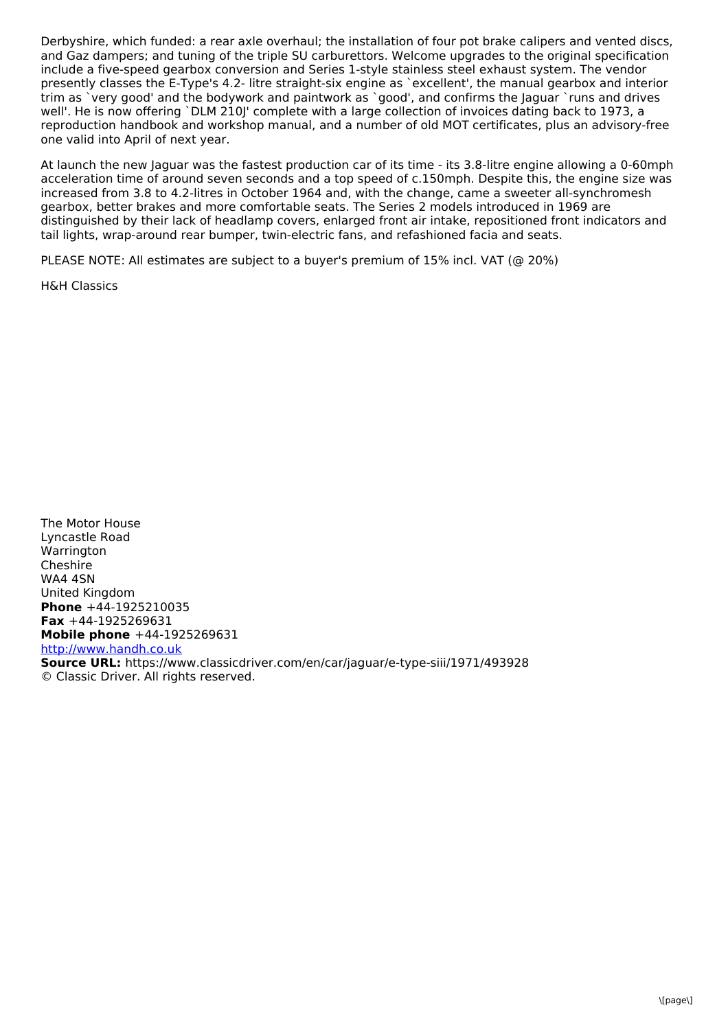Derbyshire, which funded: a rear axle overhaul; the installation of four pot brake calipers and vented discs, and Gaz dampers; and tuning of the triple SU carburettors. Welcome upgrades to the original specification include a five-speed gearbox conversion and Series 1-style stainless steel exhaust system. The vendor presently classes the E-Type's 4.2- litre straight-six engine as `excellent', the manual gearbox and interior trim as `very good' and the bodywork and paintwork as `good', and confirms the Jaguar `runs and drives well'. He is now offering `DLM 210J' complete with a large collection of invoices dating back to 1973, a reproduction handbook and workshop manual, and a number of old MOT certificates, plus an advisory-free one valid into April of next year.

At launch the new Jaguar was the fastest production car of its time - its 3.8-litre engine allowing a 0-60mph acceleration time of around seven seconds and a top speed of c.150mph. Despite this, the engine size was increased from 3.8 to 4.2-litres in October 1964 and, with the change, came a sweeter all-synchromesh gearbox, better brakes and more comfortable seats. The Series 2 models introduced in 1969 are distinguished by their lack of headlamp covers, enlarged front air intake, repositioned front indicators and tail lights, wrap-around rear bumper, twin-electric fans, and refashioned facia and seats.

PLEASE NOTE: All estimates are subject to a buyer's premium of 15% incl. VAT (@ 20%)

H&H Classics

The Motor House
Lyncastle Road
Warrington
Cheshire
WA4 4SN
United Kingdom
**Phone** +44-1925210035
**Fax** +44-1925269631
**Mobile phone** +44-1925269631
[http://www.handh.co.uk](http://www.handh.co.uk)
**Source URL:** https://www.classicdriver.com/en/car/jaguar/e-type-siii/1971/493928
© Classic Driver. All rights reserved.